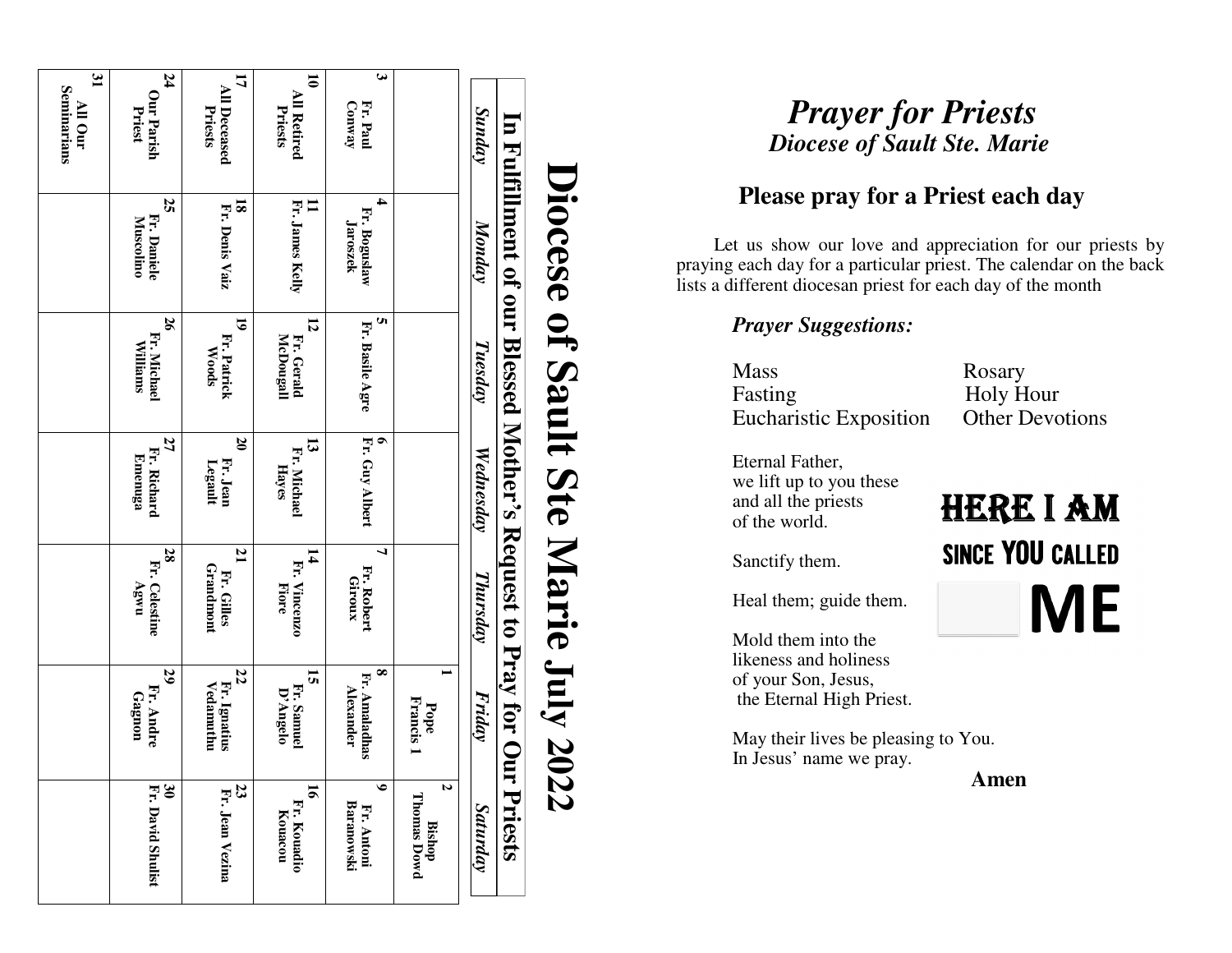# Diocese of Sault Ste Marie July 2022

## In Fulfillment of our Blessed Mother's Request to Pray for Our Priests

| *Sunday* | *Monday* | *Tuesday* | *Wednesday* | *Thursday* | *Friday* | *Saturday* |
|---|---|---|---|---|---|---|
| | | | | | **1** Pope Francis 1 | **2** Bishop Thomas Dowd |
| **3** Fr. Paul Conway | **4** Fr. Boguslaw Jaroszek | **5** Fr. Basile Agre | **6** Fr. Guy Albert | **7** Fr. Robert Giroux | **8** Fr. Amaladhas Alexander | **9** Fr. Antoni Baranowski |
| **10** All Retired Priests | **11** Fr. James Kelly | **12** Fr. Gerald McDougall | **13** Fr. Michael Hayes | **14** Fr. Vincenzo Fiore | **15** Fr. Samuel D'Angelo | **16** Fr. Kouadio Kouacou |
| **17** All Deceased Priests | **18** Fr. Denis Vaiz | **19** Fr. Patrick Woods | **20** Fr. Jean Legault | **21** Fr. Gilles Grandmont | **22** Fr. Ignatius Vedamuthu | **23** Fr. Jean Vezina |
| **24** Our Parish Priest | **25** Fr. Daniele Muscolino | **26** Fr. Michael Williams | **27** Fr. Richard Emenuga | **28** Fr. Celestine Agwu | **29** Fr. Andre Gagnon | **30** Fr. David Shulist |
| **31** All Our Seminarians | | | | | | |

# *Prayer for Priests*

## *Diocese of Sault Ste. Marie*

### Please pray for a Priest each day

Let us show our love and appreciation for our priests by praying each day for a particular priest. The calendar on the back lists a different diocesan priest for each day of the month

***Prayer Suggestions:***

- Mass
- Fasting
- Eucharistic Exposition
- Rosary
- Holy Hour
- Other Devotions

Eternal Father,
we lift up to you these
and all the priests
of the world.

Sanctify them.

Heal them; guide them.

Mold them into the
likeness and holiness
of your Son, Jesus,
the Eternal High Priest.

May their lives be pleasing to You.
In Jesus' name we pray.

**Amen**

HERE I AM
SINCE YOU CALLED
ME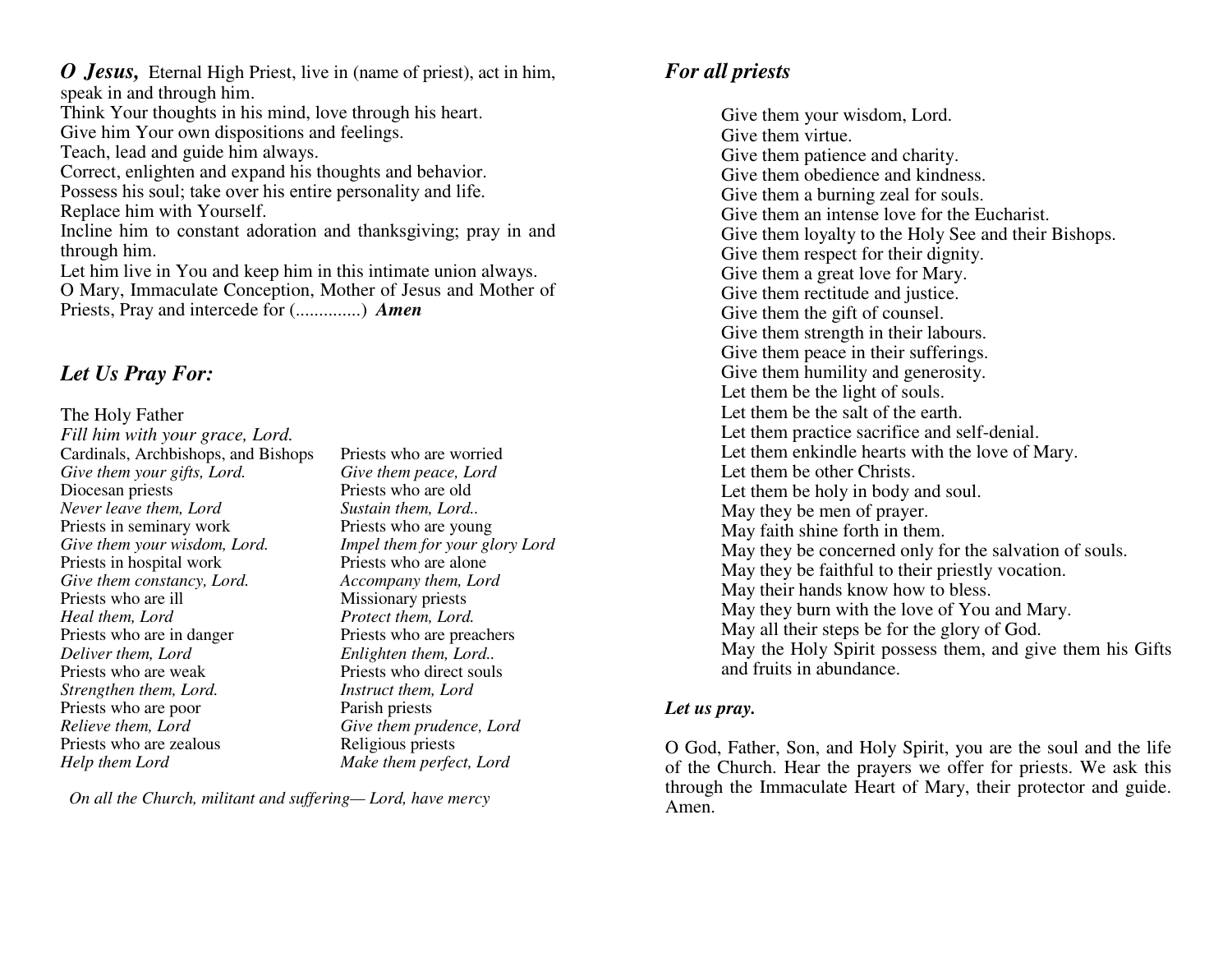***O Jesus,*** Eternal High Priest, live in (name of priest), act in him, speak in and through him.
Think Your thoughts in his mind, love through his heart.
Give him Your own dispositions and feelings.
Teach, lead and guide him always.
Correct, enlighten and expand his thoughts and behavior.
Possess his soul; take over his entire personality and life.
Replace him with Yourself.
Incline him to constant adoration and thanksgiving; pray in and through him.
Let him live in You and keep him in this intimate union always.
O Mary, Immaculate Conception, Mother of Jesus and Mother of Priests, Pray and intercede for (..............) ***Amen***

## *Let Us Pray For:*

The Holy Father
*Fill him with your grace, Lord.*

Cardinals, Archbishops, and Bishops
*Give them your gifts, Lord.*

Diocesan priests
*Never leave them, Lord*

Priests in seminary work
*Give them your wisdom, Lord.*

Priests in hospital work
*Give them constancy, Lord.*

Priests who are ill
*Heal them, Lord*

Priests who are in danger
*Deliver them, Lord*

Priests who are weak
*Strengthen them, Lord.*

Priests who are poor
*Relieve them, Lord*

Priests who are zealous
*Help them Lord*

Priests who are worried
*Give them peace, Lord*

Priests who are old
*Sustain them, Lord..*

Priests who are young
*Impel them for your glory Lord*

Priests who are alone
*Accompany them, Lord*

Missionary priests
*Protect them, Lord.*

Priests who are preachers
*Enlighten them, Lord..*

Priests who direct souls
*Instruct them, Lord*

Parish priests
*Give them prudence, Lord*

Religious priests
*Make them perfect, Lord*

*On all the Church, militant and suffering— Lord, have mercy*

## *For all priests*

Give them your wisdom, Lord.
Give them virtue.
Give them patience and charity.
Give them obedience and kindness.
Give them a burning zeal for souls.
Give them an intense love for the Eucharist.
Give them loyalty to the Holy See and their Bishops.
Give them respect for their dignity.
Give them a great love for Mary.
Give them rectitude and justice.
Give them the gift of counsel.
Give them strength in their labours.
Give them peace in their sufferings.
Give them humility and generosity.
Let them be the light of souls.
Let them be the salt of the earth.
Let them practice sacrifice and self-denial.
Let them enkindle hearts with the love of Mary.
Let them be other Christs.
Let them be holy in body and soul.
May they be men of prayer.
May faith shine forth in them.
May they be concerned only for the salvation of souls.
May they be faithful to their priestly vocation.
May their hands know how to bless.
May they burn with the love of You and Mary.
May all their steps be for the glory of God.
May the Holy Spirit possess them, and give them his Gifts and fruits in abundance.

***Let us pray.***

O God, Father, Son, and Holy Spirit, you are the soul and the life of the Church. Hear the prayers we offer for priests. We ask this through the Immaculate Heart of Mary, their protector and guide. Amen.